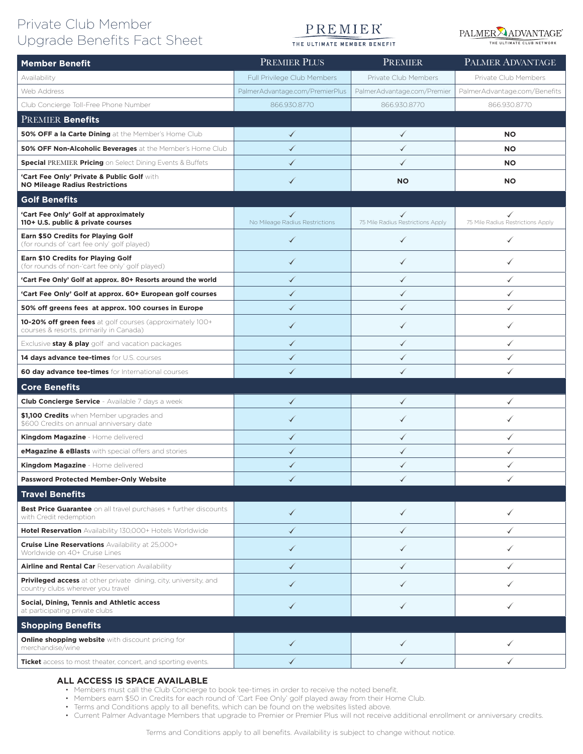# Private Club Member Upgrade Benefits Fact Sheet

PREMIER® THE ULTIMATE MEMBER BENEFIT

PALMER ADVANTAGE® THE ULTIMATE CLUB NETWORK

| Member Benefit | Premier Plus | Premier | Palmer Advantage |
|---|---|---|---|
| Availability | Full Privilege Club Members | Private Club Members | Private Club Members |
| Web Address | PalmerAdvantage.com/PremierPlus | PalmerAdvantage.com/Premier | PalmerAdvantage.com/Benefits |
| Club Concierge Toll-Free Phone Number | 866.930.8770 | 866.930.8770 | 866.930.8770 |
| **PREMIER Benefits** | | | |
| **50% OFF a la Carte Dining** at the Member's Home Club | ✓ | ✓ | **NO** |
| **50% OFF Non-Alcoholic Beverages** at the Member's Home Club | ✓ | ✓ | **NO** |
| **Special PREMIER Pricing** on Select Dining Events & Buffets | ✓ | ✓ | **NO** |
| **'Cart Fee Only' Private & Public Golf** with **NO Mileage Radius Restrictions** | ✓ | **NO** | **NO** |
| **Golf Benefits** | | | |
| **'Cart Fee Only' Golf at approximately 110+ U.S. public & private courses** | ✓ No Mileage Radius Restrictions | ✓ 75 Mile Radius Restrictions Apply | ✓ 75 Mile Radius Restrictions Apply |
| **Earn $50 Credits for Playing Golf** (for rounds of 'cart fee only' golf played) | ✓ | ✓ | ✓ |
| **Earn $10 Credits for Playing Golf** (for rounds of non-'cart fee only' golf played) | ✓ | ✓ | ✓ |
| **'Cart Fee Only' Golf at approx. 80+ Resorts around the world** | ✓ | ✓ | ✓ |
| **'Cart Fee Only' Golf at approx. 60+ European golf courses** | ✓ | ✓ | ✓ |
| **50% off greens fees at approx. 100 courses in Europe** | ✓ | ✓ | ✓ |
| **10-20% off green fees** at golf courses (approximately 100+ courses & resorts, primarily in Canada) | ✓ | ✓ | ✓ |
| Exclusive **stay & play** golf and vacation packages | ✓ | ✓ | ✓ |
| **14 days advance tee-times** for U.S. courses | ✓ | ✓ | ✓ |
| **60 day advance tee-times** for International courses | ✓ | ✓ | ✓ |
| **Core Benefits** | | | |
| **Club Concierge Service** - Available 7 days a week | ✓ | ✓ | ✓ |
| **$1,100 Credits** when Member upgrades and $600 Credits on annual anniversary date | ✓ | ✓ | ✓ |
| **Kingdom Magazine** - Home delivered | ✓ | ✓ | ✓ |
| **eMagazine & eBlasts** with special offers and stories | ✓ | ✓ | ✓ |
| **Kingdom Magazine** - Home delivered | ✓ | ✓ | ✓ |
| **Password Protected Member-Only Website** | ✓ | ✓ | ✓ |
| **Travel Benefits** | | | |
| **Best Price Guarantee** on all travel purchases + further discounts with Credit redemption | ✓ | ✓ | ✓ |
| **Hotel Reservation** Availability 130,000+ Hotels Worldwide | ✓ | ✓ | ✓ |
| **Cruise Line Reservations** Availability at 25,000+ Worldwide on 40+ Cruise Lines | ✓ | ✓ | ✓ |
| **Airline and Rental Car** Reservation Availability | ✓ | ✓ | ✓ |
| **Privileged access** at other private dining, city, university, and country clubs wherever you travel | ✓ | ✓ | ✓ |
| **Social, Dining, Tennis and Athletic access** at participating private clubs | ✓ | ✓ | ✓ |
| **Shopping Benefits** | | | |
| **Online shopping website** with discount pricing for merchandise/wine | ✓ | ✓ | ✓ |
| **Ticket** access to most theater, concert, and sporting events. | ✓ | ✓ | ✓ |

## ALL ACCESS IS SPACE AVAILABLE

- Members must call the Club Concierge to book tee-times in order to receive the noted benefit.
- Members earn $50 in Credits for each round of 'Cart Fee Only' golf played away from their Home Club.
- Terms and Conditions apply to all benefits, which can be found on the websites listed above.
- Current Palmer Advantage Members that upgrade to Premier or Premier Plus will not receive additional enrollment or anniversary credits.

Terms and Conditions apply to all benefits. Availability is subject to change without notice.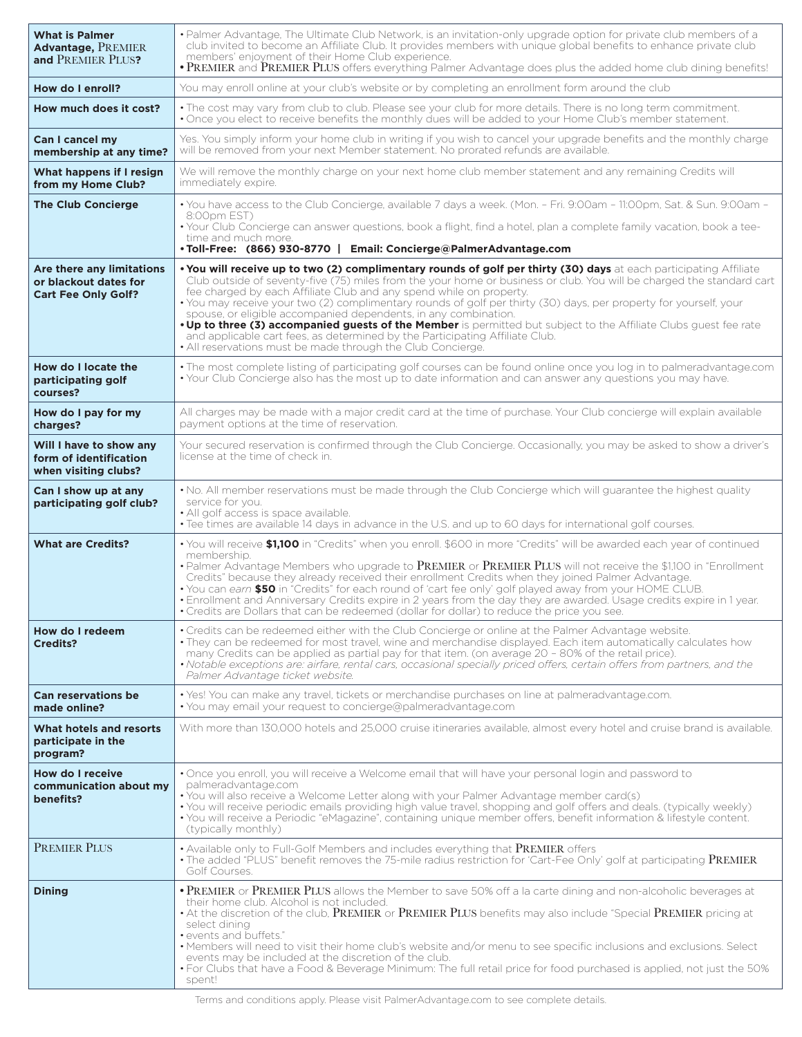| | |
|---|---|
| **What is Palmer Advantage, PREMIER and PREMIER PLUS?** | • Palmer Advantage, The Ultimate Club Network, is an invitation-only upgrade option for private club members of a club invited to become an Affiliate Club. It provides members with unique global benefits to enhance private club members' enjoyment of their Home Club experience.<br>• PREMIER and PREMIER PLUS offers everything Palmer Advantage does plus the added home club dining benefits! |
| **How do I enroll?** | You may enroll online at your club's website or by completing an enrollment form around the club |
| **How much does it cost?** | • The cost may vary from club to club. Please see your club for more details. There is no long term commitment.<br>• Once you elect to receive benefits the monthly dues will be added to your Home Club's member statement. |
| **Can I cancel my membership at any time?** | Yes. You simply inform your home club in writing if you wish to cancel your upgrade benefits and the monthly charge will be removed from your next Member statement. No prorated refunds are available. |
| **What happens if I resign from my Home Club?** | We will remove the monthly charge on your next home club member statement and any remaining Credits will immediately expire. |
| **The Club Concierge** | • You have access to the Club Concierge, available 7 days a week. (Mon. – Fri. 9:00am – 11:00pm, Sat. & Sun. 9:00am – 8:00pm EST)<br>• Your Club Concierge can answer questions, book a flight, find a hotel, plan a complete family vacation, book a tee-time and much more.<br>**• Toll-Free: (866) 930-8770 \| Email: Concierge@PalmerAdvantage.com** |
| **Are there any limitations or blackout dates for Cart Fee Only Golf?** | **• You will receive up to two (2) complimentary rounds of golf per thirty (30) days** at each participating Affiliate Club outside of seventy-five (75) miles from the your home or business or club. You will be charged the standard cart fee charged by each Affiliate Club and any spend while on property.<br>• You may receive your two (2) complimentary rounds of golf per thirty (30) days, per property for yourself, your spouse, or eligible accompanied dependents, in any combination.<br>**• Up to three (3) accompanied guests of the Member** is permitted but subject to the Affiliate Clubs guest fee rate and applicable cart fees, as determined by the Participating Affiliate Club.<br>• All reservations must be made through the Club Concierge. |
| **How do I locate the participating golf courses?** | • The most complete listing of participating golf courses can be found online once you log in to palmeradvantage.com<br>• Your Club Concierge also has the most up to date information and can answer any questions you may have. |
| **How do I pay for my charges?** | All charges may be made with a major credit card at the time of purchase. Your Club concierge will explain available payment options at the time of reservation. |
| **Will I have to show any form of identification when visiting clubs?** | Your secured reservation is confirmed through the Club Concierge. Occasionally, you may be asked to show a driver's license at the time of check in. |
| **Can I show up at any participating golf club?** | • No. All member reservations must be made through the Club Concierge which will guarantee the highest quality service for you.<br>• All golf access is space available.<br>• Tee times are available 14 days in advance in the U.S. and up to 60 days for international golf courses. |
| **What are Credits?** | • You will receive **$1,100** in "Credits" when you enroll. $600 in more "Credits" will be awarded each year of continued membership.<br>• Palmer Advantage Members who upgrade to PREMIER or PREMIER PLUS will not receive the $1,100 in "Enrollment Credits" because they already received their enrollment Credits when they joined Palmer Advantage.<br>• You can *earn* **$50** in "Credits" for each round of 'cart fee only' golf played away from your HOME CLUB.<br>• Enrollment and Anniversary Credits expire in 2 years from the day they are awarded. Usage credits expire in 1 year.<br>• Credits are Dollars that can be redeemed (dollar for dollar) to reduce the price you see. |
| **How do I redeem Credits?** | • Credits can be redeemed either with the Club Concierge or online at the Palmer Advantage website.<br>• They can be redeemed for most travel, wine and merchandise displayed. Each item automatically calculates how many Credits can be applied as partial pay for that item. (on average 20 – 80% of the retail price).<br>• *Notable exceptions are: airfare, rental cars, occasional specially priced offers, certain offers from partners, and the Palmer Advantage ticket website.* |
| **Can reservations be made online?** | • Yes! You can make any travel, tickets or merchandise purchases on line at palmeradvantage.com.<br>• You may email your request to concierge@palmeradvantage.com |
| **What hotels and resorts participate in the program?** | With more than 130,000 hotels and 25,000 cruise itineraries available, almost every hotel and cruise brand is available. |
| **How do I receive communication about my benefits?** | • Once you enroll, you will receive a Welcome email that will have your personal login and password to palmeradvantage.com<br>• You will also receive a Welcome Letter along with your Palmer Advantage member card(s)<br>• You will receive periodic emails providing high value travel, shopping and golf offers and deals. (typically weekly)<br>• You will receive a Periodic "eMagazine", containing unique member offers, benefit information & lifestyle content. (typically monthly) |
| PREMIER PLUS | • Available only to Full-Golf Members and includes everything that PREMIER offers<br>• The added "PLUS" benefit removes the 75-mile radius restriction for 'Cart-Fee Only' golf at participating PREMIER Golf Courses. |
| **Dining** | • PREMIER or PREMIER PLUS allows the Member to save 50% off a la carte dining and non-alcoholic beverages at their home club. Alcohol is not included.<br>• At the discretion of the club, PREMIER or PREMIER PLUS benefits may also include "Special PREMIER pricing at select dining<br>• events and buffets."<br>• Members will need to visit their home club's website and/or menu to see specific inclusions and exclusions. Select events may be included at the discretion of the club.<br>• For Clubs that have a Food & Beverage Minimum: The full retail price for food purchased is applied, not just the 50% spent! |

Terms and conditions apply. Please visit PalmerAdvantage.com to see complete details.